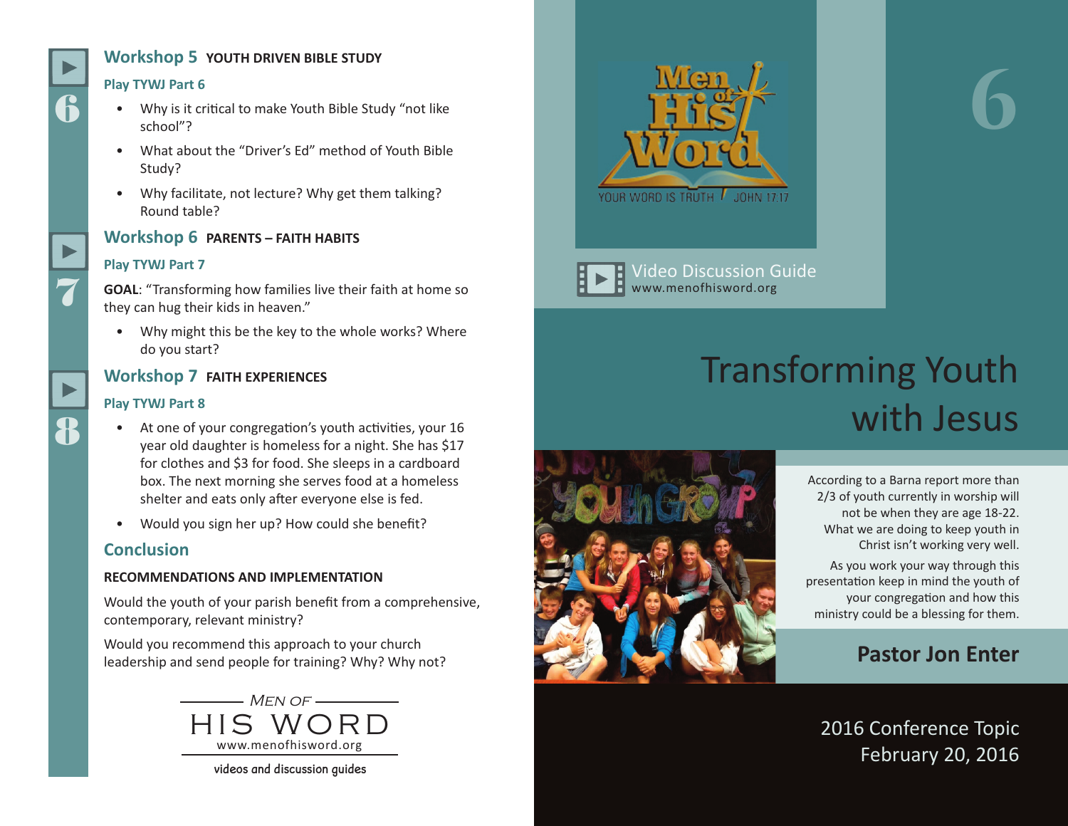## Workshop 5 YOUTH DRIVEN BIBLE STUDY

**Play TYWJ Part 6**

- Why is it critical to make Youth Bible Study "not like school"?
- What about the "Driver's Ed" method of Youth Bible Study?
- Why facilitate, not lecture? Why get them talking? Round table?

## Workshop 6 PARENTS – FAITH HABITS

**Play TYWJ Part 7**

**GOAL**: "Transforming how families live their faith at home so they can hug their kids in heaven."

- Why might this be the key to the whole works? Where do you start?

## Workshop 7 FAITH EXPERIENCES

**Play TYWJ Part 8**

- At one of your congregation's youth activities, your 16 year old daughter is homeless for a night. She has $17 for clothes and $3 for food. She sleeps in a cardboard box. The next morning she serves food at a homeless shelter and eats only after everyone else is fed.
- Would you sign her up? How could she benefit?

## Conclusion

**RECOMMENDATIONS AND IMPLEMENTATION**

Would the youth of your parish benefit from a comprehensive, contemporary, relevant ministry?

Would you recommend this approach to your church leadership and send people for training? Why? Why not?

MEN OF HIS WORD
www.menofhisword.org

videos and discussion guides

---

Men of His Word
YOUR WORD IS TRUTH JOHN 17:17

6

Video Discussion Guide
www.menofhisword.org

# Transforming Youth with Jesus

According to a Barna report more than 2/3 of youth currently in worship will not be when they are age 18-22. What we are doing to keep youth in Christ isn't working very well.

As you work your way through this presentation keep in mind the youth of your congregation and how this ministry could be a blessing for them.

**Pastor Jon Enter**

2016 Conference Topic
February 20, 2016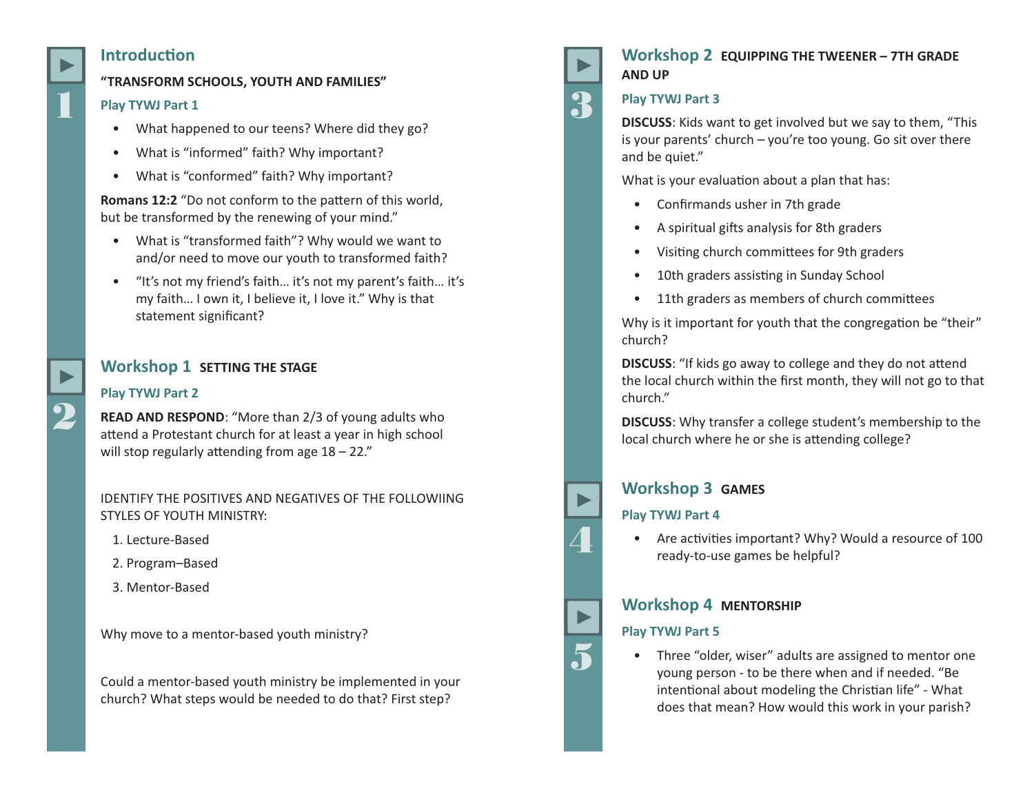## Introduction

**"TRANSFORM SCHOOLS, YOUTH AND FAMILIES"**

### Play TYWJ Part 1

- What happened to our teens? Where did they go?
- What is "informed" faith? Why important?
- What is "conformed" faith? Why important?

**Romans 12:2** "Do not conform to the pattern of this world, but be transformed by the renewing of your mind."

- What is "transformed faith"? Why would we want to and/or need to move our youth to transformed faith?
- "It's not my friend's faith… it's not my parent's faith… it's my faith… I own it, I believe it, I love it." Why is that statement significant?

## Workshop 1 SETTING THE STAGE

### Play TYWJ Part 2

**READ AND RESPOND**: "More than 2/3 of young adults who attend a Protestant church for at least a year in high school will stop regularly attending from age 18 – 22."

IDENTIFY THE POSITIVES AND NEGATIVES OF THE FOLLOWIING STYLES OF YOUTH MINISTRY:

1. Lecture-Based
2. Program–Based
3. Mentor-Based

Why move to a mentor-based youth ministry?

Could a mentor-based youth ministry be implemented in your church? What steps would be needed to do that? First step?

## Workshop 2 EQUIPPING THE TWEENER – 7TH GRADE AND UP

### Play TYWJ Part 3

**DISCUSS**: Kids want to get involved but we say to them, "This is your parents' church – you're too young. Go sit over there and be quiet."

What is your evaluation about a plan that has:

- Confirmands usher in 7th grade
- A spiritual gifts analysis for 8th graders
- Visiting church committees for 9th graders
- 10th graders assisting in Sunday School
- 11th graders as members of church committees

Why is it important for youth that the congregation be "their" church?

**DISCUSS**: "If kids go away to college and they do not attend the local church within the first month, they will not go to that church."

**DISCUSS**: Why transfer a college student's membership to the local church where he or she is attending college?

## Workshop 3 GAMES

### Play TYWJ Part 4

- Are activities important? Why? Would a resource of 100 ready-to-use games be helpful?

## Workshop 4 MENTORSHIP

### Play TYWJ Part 5

- Three "older, wiser" adults are assigned to mentor one young person - to be there when and if needed. "Be intentional about modeling the Christian life" - What does that mean? How would this work in your parish?